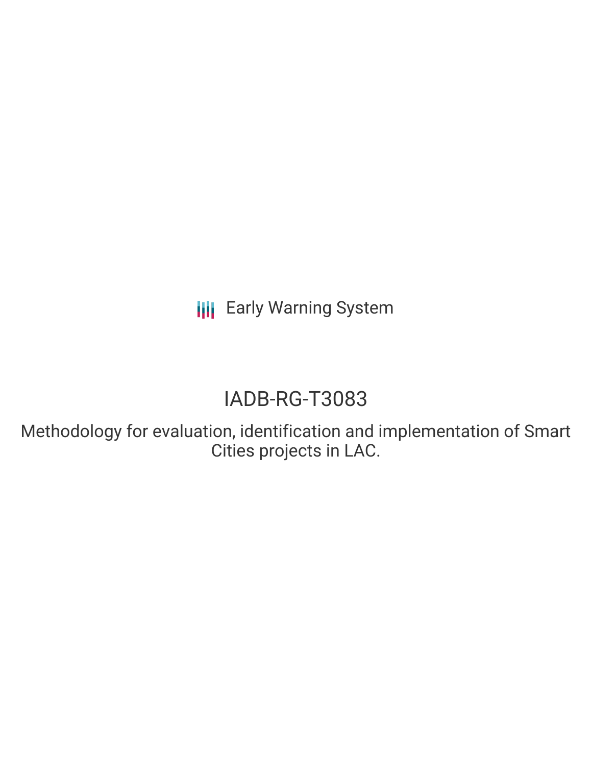Early Warning System

# IADB-RG-T3083

Methodology for evaluation, identification and implementation of Smart Cities projects in LAC.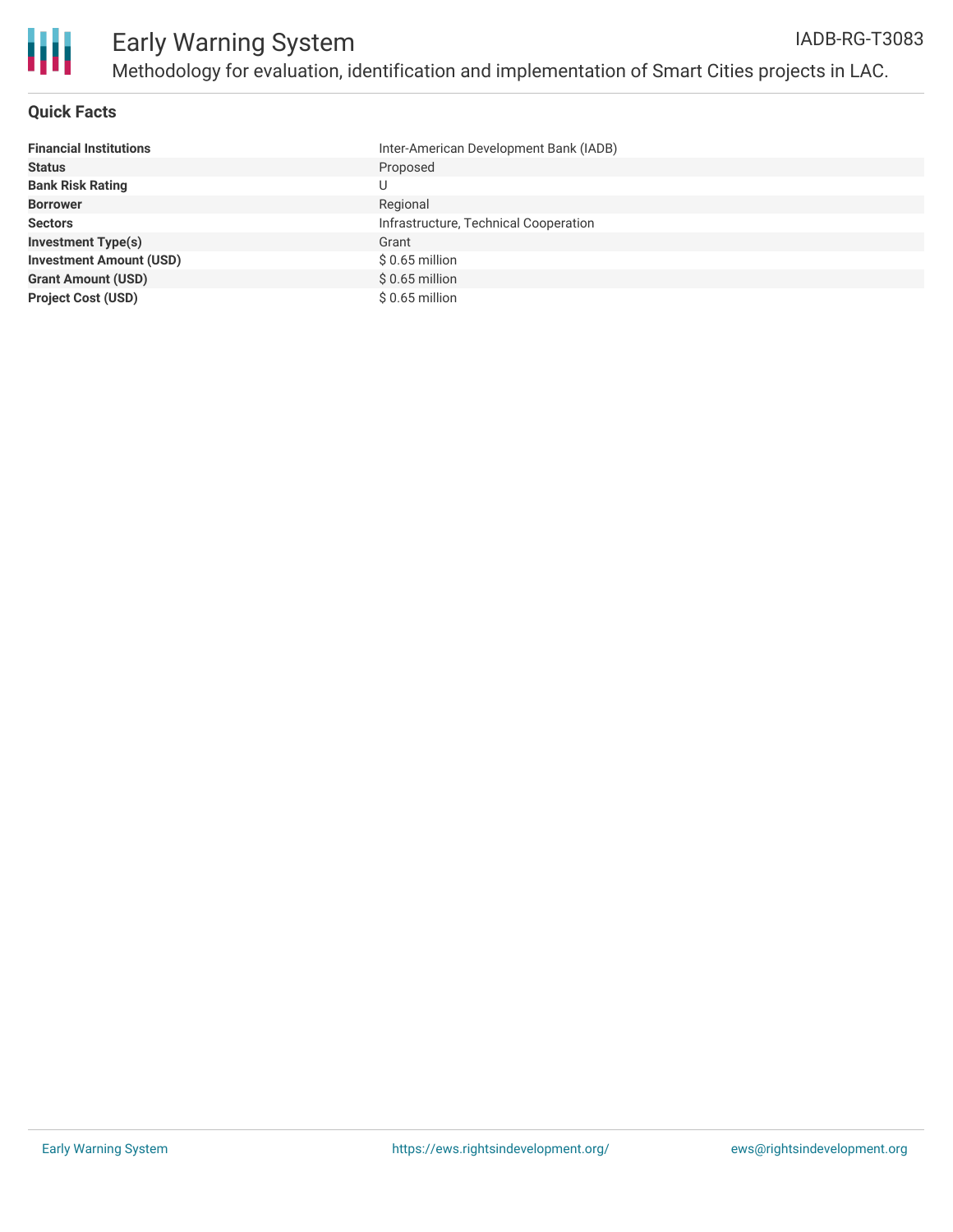## Quick Facts

| | |
|---|---|
| **Financial Institutions** | Inter-American Development Bank (IADB) |
| **Status** | Proposed |
| **Bank Risk Rating** | U |
| **Borrower** | Regional |
| **Sectors** | Infrastructure, Technical Cooperation |
| **Investment Type(s)** | Grant |
| **Investment Amount (USD)** | $ 0.65 million |
| **Grant Amount (USD)** | $ 0.65 million |
| **Project Cost (USD)** | $ 0.65 million |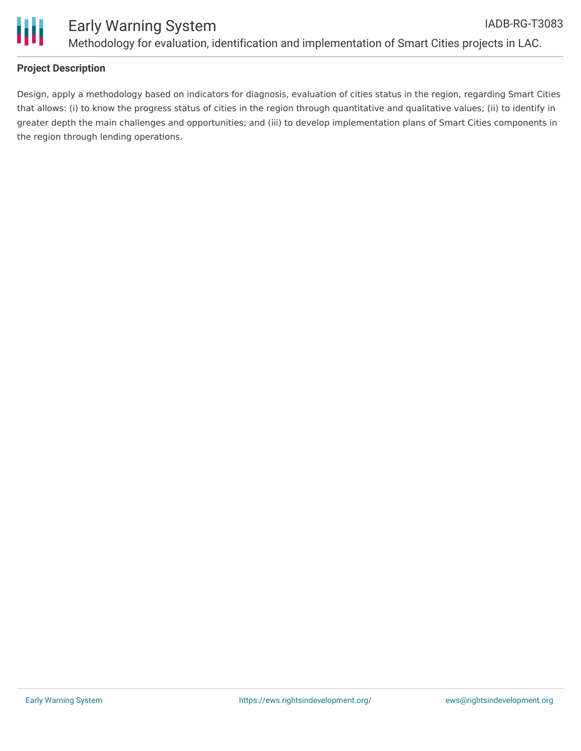**Project Description**

Design, apply a methodology based on indicators for diagnosis, evaluation of cities status in the region, regarding Smart Cities that allows: (i) to know the progress status of cities in the region through quantitative and qualitative values; (ii) to identify in greater depth the main challenges and opportunities; and (iii) to develop implementation plans of Smart Cities components in the region through lending operations.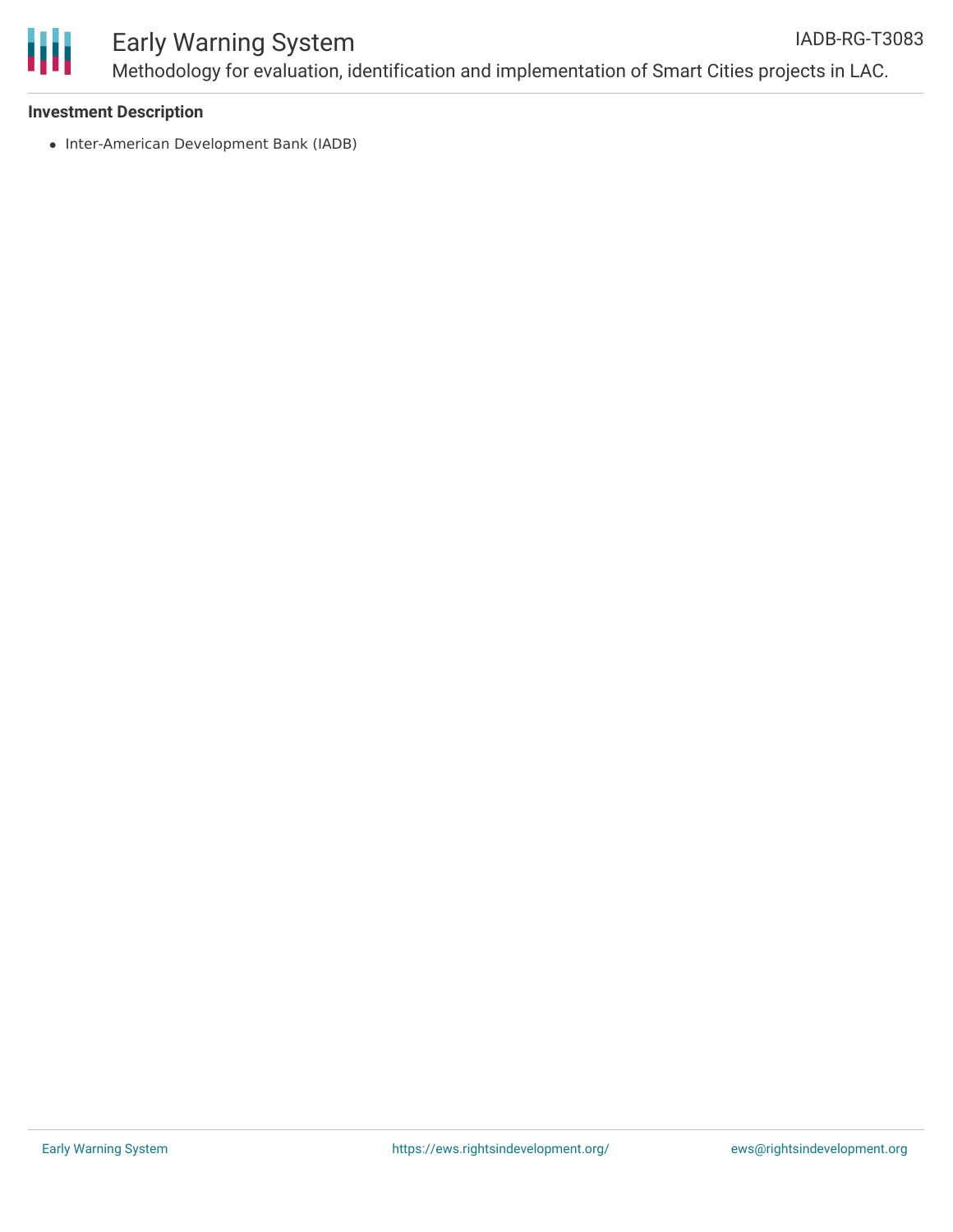**Investment Description**

- Inter-American Development Bank (IADB)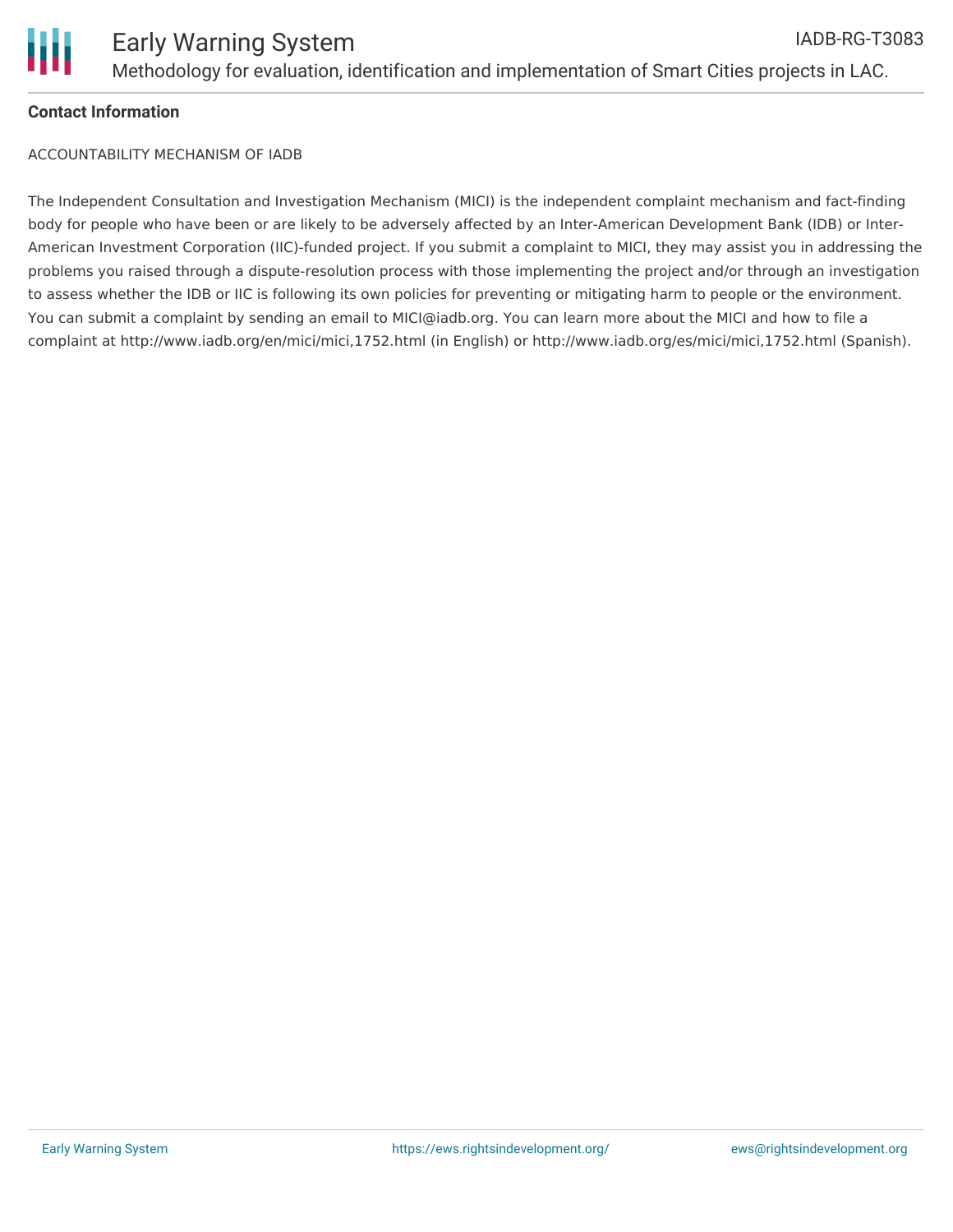**Contact Information**

ACCOUNTABILITY MECHANISM OF IADB

The Independent Consultation and Investigation Mechanism (MICI) is the independent complaint mechanism and fact-finding body for people who have been or are likely to be adversely affected by an Inter-American Development Bank (IDB) or Inter-American Investment Corporation (IIC)-funded project. If you submit a complaint to MICI, they may assist you in addressing the problems you raised through a dispute-resolution process with those implementing the project and/or through an investigation to assess whether the IDB or IIC is following its own policies for preventing or mitigating harm to people or the environment. You can submit a complaint by sending an email to MICI@iadb.org. You can learn more about the MICI and how to file a complaint at http://www.iadb.org/en/mici/mici,1752.html (in English) or http://www.iadb.org/es/mici/mici,1752.html (Spanish).